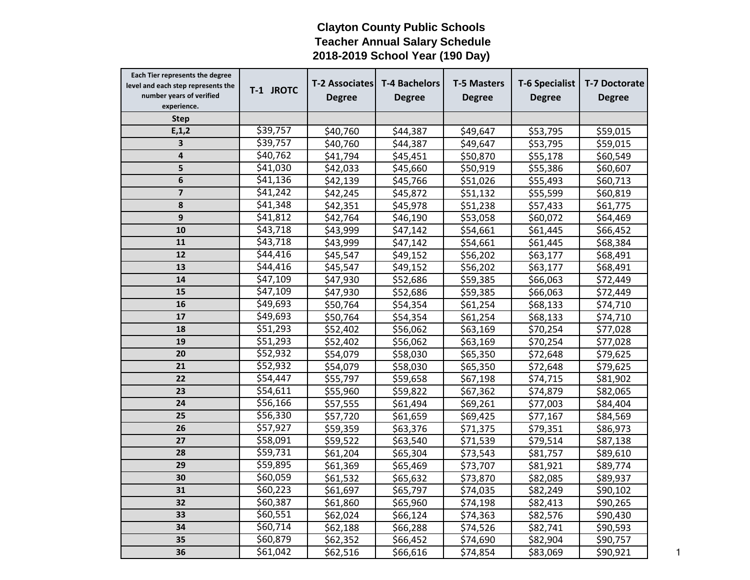# Clayton County Public Schools
## Teacher Annual Salary Schedule
## 2018-2019 School Year (190 Day)

| Each Tier represents the degree level and each step represents the number years of verified experience. | T-1 JROTC | T-2 Associates Degree | T-4 Bachelors Degree | T-5 Masters Degree | T-6 Specialist Degree | T-7 Doctorate Degree |
|---|---|---|---|---|---|---|
| **Step** | | | | | | |
| **E,1,2** | $39,757 | $40,760 | $44,387 | $49,647 | $53,795 | $59,015 |
| **3** | $39,757 | $40,760 | $44,387 | $49,647 | $53,795 | $59,015 |
| **4** | $40,762 | $41,794 | $45,451 | $50,870 | $55,178 | $60,549 |
| **5** | $41,030 | $42,033 | $45,660 | $50,919 | $55,386 | $60,607 |
| **6** | $41,136 | $42,139 | $45,766 | $51,026 | $55,493 | $60,713 |
| **7** | $41,242 | $42,245 | $45,872 | $51,132 | $55,599 | $60,819 |
| **8** | $41,348 | $42,351 | $45,978 | $51,238 | $57,433 | $61,775 |
| **9** | $41,812 | $42,764 | $46,190 | $53,058 | $60,072 | $64,469 |
| **10** | $43,718 | $43,999 | $47,142 | $54,661 | $61,445 | $66,452 |
| **11** | $43,718 | $43,999 | $47,142 | $54,661 | $61,445 | $68,384 |
| **12** | $44,416 | $45,547 | $49,152 | $56,202 | $63,177 | $68,491 |
| **13** | $44,416 | $45,547 | $49,152 | $56,202 | $63,177 | $68,491 |
| **14** | $47,109 | $47,930 | $52,686 | $59,385 | $66,063 | $72,449 |
| **15** | $47,109 | $47,930 | $52,686 | $59,385 | $66,063 | $72,449 |
| **16** | $49,693 | $50,764 | $54,354 | $61,254 | $68,133 | $74,710 |
| **17** | $49,693 | $50,764 | $54,354 | $61,254 | $68,133 | $74,710 |
| **18** | $51,293 | $52,402 | $56,062 | $63,169 | $70,254 | $77,028 |
| **19** | $51,293 | $52,402 | $56,062 | $63,169 | $70,254 | $77,028 |
| **20** | $52,932 | $54,079 | $58,030 | $65,350 | $72,648 | $79,625 |
| **21** | $52,932 | $54,079 | $58,030 | $65,350 | $72,648 | $79,625 |
| **22** | $54,447 | $55,797 | $59,658 | $67,198 | $74,715 | $81,902 |
| **23** | $54,611 | $55,960 | $59,822 | $67,362 | $74,879 | $82,065 |
| **24** | $56,166 | $57,555 | $61,494 | $69,261 | $77,003 | $84,404 |
| **25** | $56,330 | $57,720 | $61,659 | $69,425 | $77,167 | $84,569 |
| **26** | $57,927 | $59,359 | $63,376 | $71,375 | $79,351 | $86,973 |
| **27** | $58,091 | $59,522 | $63,540 | $71,539 | $79,514 | $87,138 |
| **28** | $59,731 | $61,204 | $65,304 | $73,543 | $81,757 | $89,610 |
| **29** | $59,895 | $61,369 | $65,469 | $73,707 | $81,921 | $89,774 |
| **30** | $60,059 | $61,532 | $65,632 | $73,870 | $82,085 | $89,937 |
| **31** | $60,223 | $61,697 | $65,797 | $74,035 | $82,249 | $90,102 |
| **32** | $60,387 | $61,860 | $65,960 | $74,198 | $82,413 | $90,265 |
| **33** | $60,551 | $62,024 | $66,124 | $74,363 | $82,576 | $90,430 |
| **34** | $60,714 | $62,188 | $66,288 | $74,526 | $82,741 | $90,593 |
| **35** | $60,879 | $62,352 | $66,452 | $74,690 | $82,904 | $90,757 |
| **36** | $61,042 | $62,516 | $66,616 | $74,854 | $83,069 | $90,921 |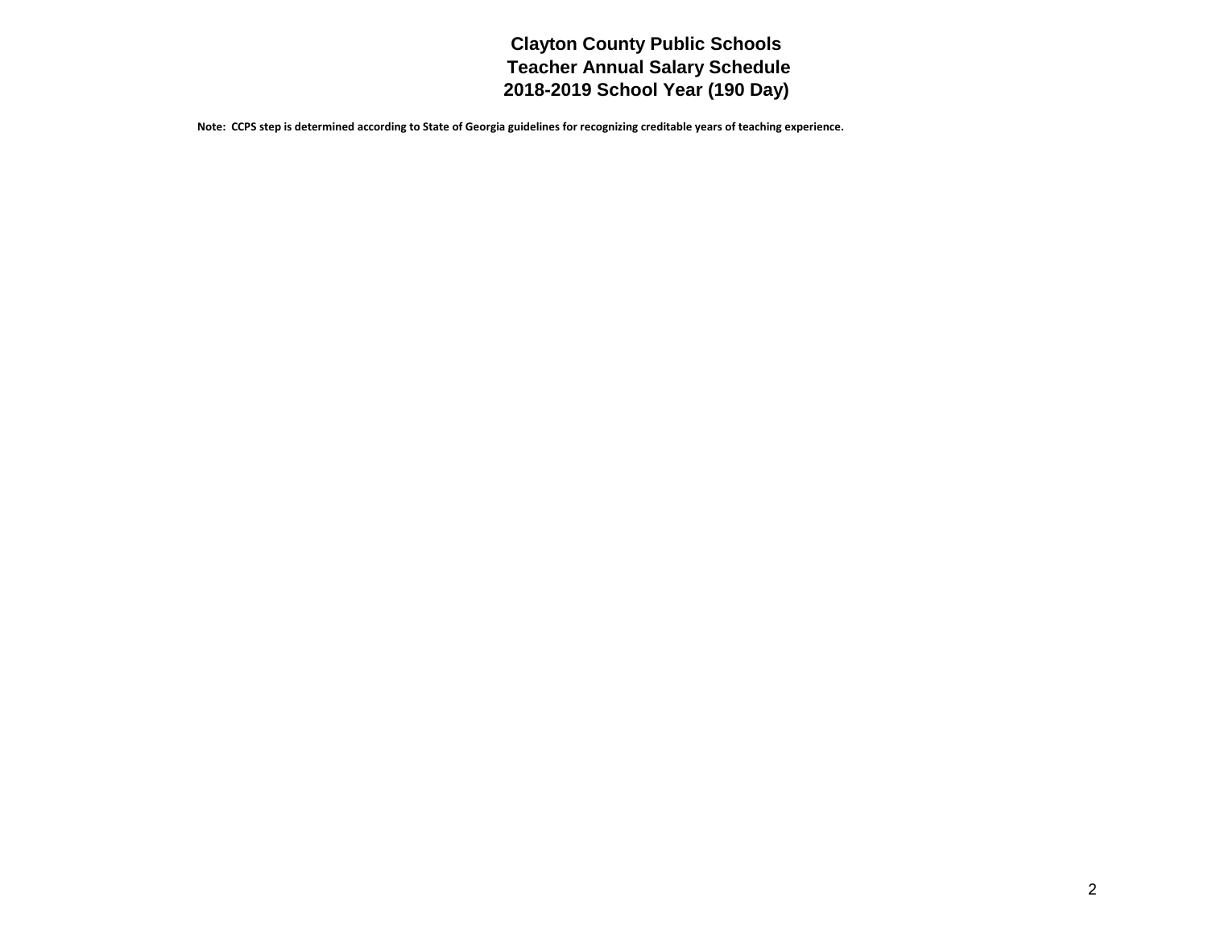# Clayton County Public Schools
## Teacher Annual Salary Schedule
## 2018-2019 School Year (190 Day)

**Note: CCPS step is determined according to State of Georgia guidelines for recognizing creditable years of teaching experience.**